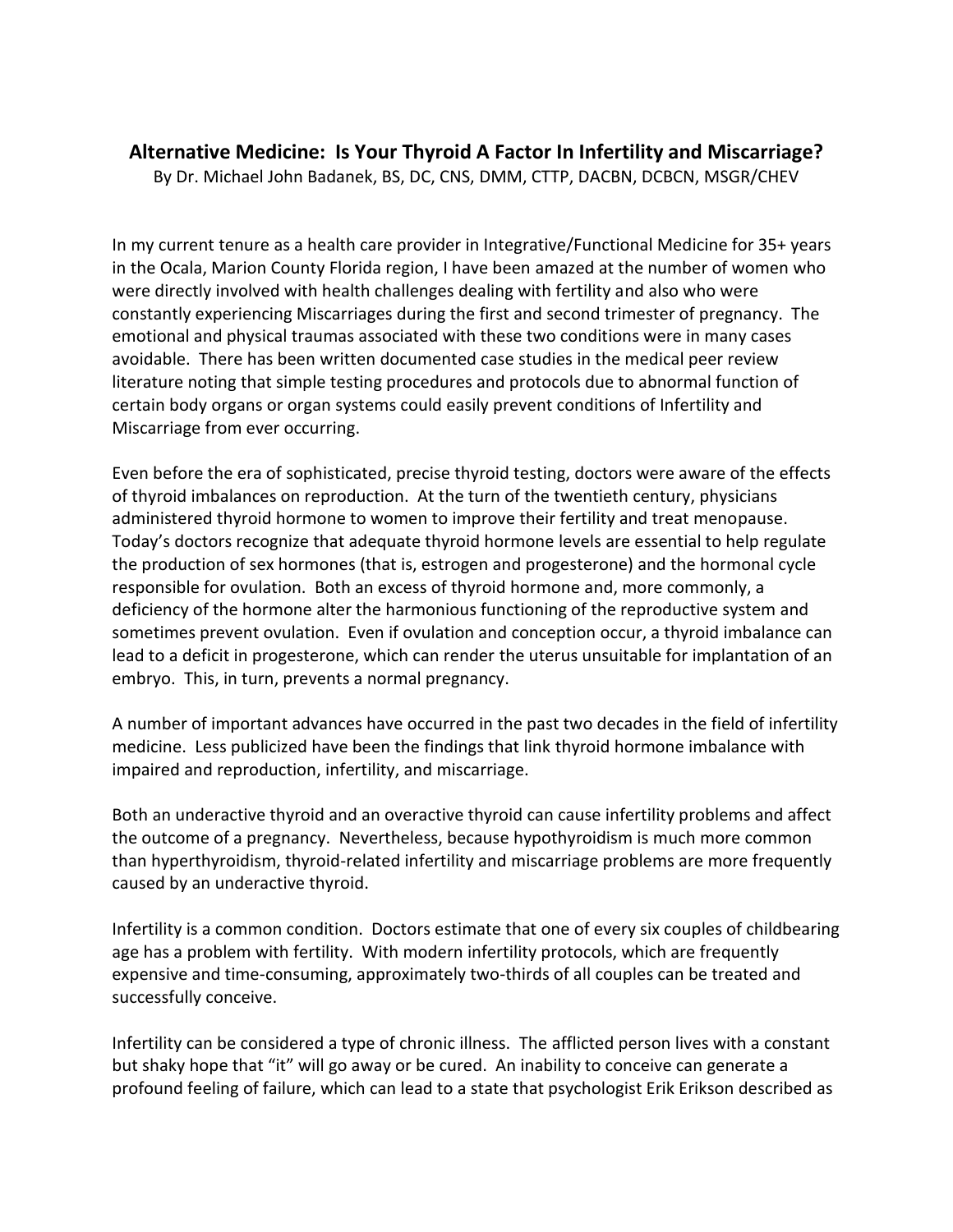# Alternative Medicine: Is Your Thyroid A Factor In Infertility and Miscarriage?

By Dr. Michael John Badanek, BS, DC, CNS, DMM, CTTP, DACBN, DCBCN, MSGR/CHEV

In my current tenure as a health care provider in Integrative/Functional Medicine for 35+ years in the Ocala, Marion County Florida region, I have been amazed at the number of women who were directly involved with health challenges dealing with fertility and also who were constantly experiencing Miscarriages during the first and second trimester of pregnancy. The emotional and physical traumas associated with these two conditions were in many cases avoidable. There has been written documented case studies in the medical peer review literature noting that simple testing procedures and protocols due to abnormal function of certain body organs or organ systems could easily prevent conditions of Infertility and Miscarriage from ever occurring.

Even before the era of sophisticated, precise thyroid testing, doctors were aware of the effects of thyroid imbalances on reproduction. At the turn of the twentieth century, physicians administered thyroid hormone to women to improve their fertility and treat menopause. Today's doctors recognize that adequate thyroid hormone levels are essential to help regulate the production of sex hormones (that is, estrogen and progesterone) and the hormonal cycle responsible for ovulation. Both an excess of thyroid hormone and, more commonly, a deficiency of the hormone alter the harmonious functioning of the reproductive system and sometimes prevent ovulation. Even if ovulation and conception occur, a thyroid imbalance can lead to a deficit in progesterone, which can render the uterus unsuitable for implantation of an embryo. This, in turn, prevents a normal pregnancy.

A number of important advances have occurred in the past two decades in the field of infertility medicine. Less publicized have been the findings that link thyroid hormone imbalance with impaired and reproduction, infertility, and miscarriage.

Both an underactive thyroid and an overactive thyroid can cause infertility problems and affect the outcome of a pregnancy. Nevertheless, because hypothyroidism is much more common than hyperthyroidism, thyroid-related infertility and miscarriage problems are more frequently caused by an underactive thyroid.

Infertility is a common condition. Doctors estimate that one of every six couples of childbearing age has a problem with fertility. With modern infertility protocols, which are frequently expensive and time-consuming, approximately two-thirds of all couples can be treated and successfully conceive.

Infertility can be considered a type of chronic illness. The afflicted person lives with a constant but shaky hope that "it" will go away or be cured. An inability to conceive can generate a profound feeling of failure, which can lead to a state that psychologist Erik Erikson described as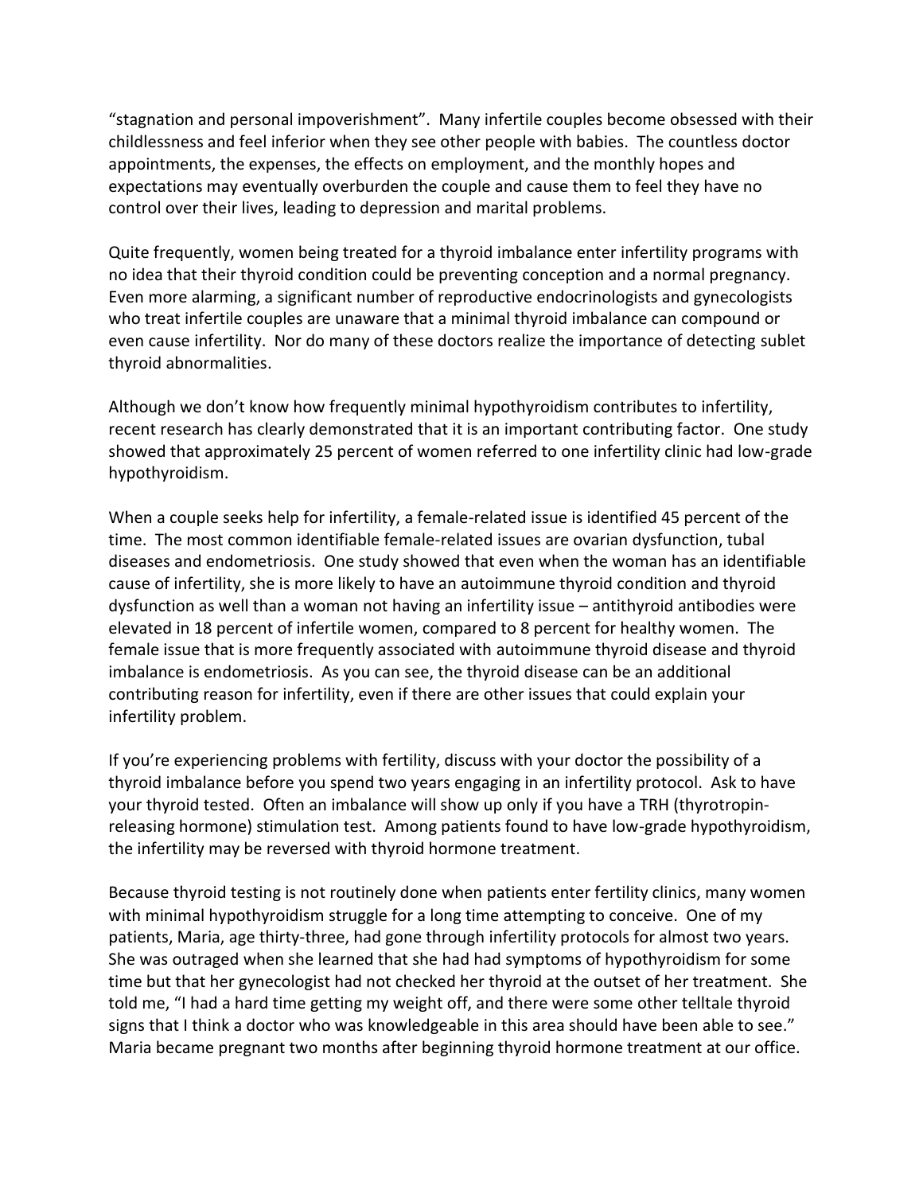"stagnation and personal impoverishment". Many infertile couples become obsessed with their childlessness and feel inferior when they see other people with babies. The countless doctor appointments, the expenses, the effects on employment, and the monthly hopes and expectations may eventually overburden the couple and cause them to feel they have no control over their lives, leading to depression and marital problems.

Quite frequently, women being treated for a thyroid imbalance enter infertility programs with no idea that their thyroid condition could be preventing conception and a normal pregnancy. Even more alarming, a significant number of reproductive endocrinologists and gynecologists who treat infertile couples are unaware that a minimal thyroid imbalance can compound or even cause infertility. Nor do many of these doctors realize the importance of detecting sublet thyroid abnormalities.

Although we don't know how frequently minimal hypothyroidism contributes to infertility, recent research has clearly demonstrated that it is an important contributing factor. One study showed that approximately 25 percent of women referred to one infertility clinic had low-grade hypothyroidism.

When a couple seeks help for infertility, a female-related issue is identified 45 percent of the time. The most common identifiable female-related issues are ovarian dysfunction, tubal diseases and endometriosis. One study showed that even when the woman has an identifiable cause of infertility, she is more likely to have an autoimmune thyroid condition and thyroid dysfunction as well than a woman not having an infertility issue – antithyroid antibodies were elevated in 18 percent of infertile women, compared to 8 percent for healthy women. The female issue that is more frequently associated with autoimmune thyroid disease and thyroid imbalance is endometriosis. As you can see, the thyroid disease can be an additional contributing reason for infertility, even if there are other issues that could explain your infertility problem.

If you're experiencing problems with fertility, discuss with your doctor the possibility of a thyroid imbalance before you spend two years engaging in an infertility protocol. Ask to have your thyroid tested. Often an imbalance will show up only if you have a TRH (thyrotropin-releasing hormone) stimulation test. Among patients found to have low-grade hypothyroidism, the infertility may be reversed with thyroid hormone treatment.

Because thyroid testing is not routinely done when patients enter fertility clinics, many women with minimal hypothyroidism struggle for a long time attempting to conceive. One of my patients, Maria, age thirty-three, had gone through infertility protocols for almost two years. She was outraged when she learned that she had had symptoms of hypothyroidism for some time but that her gynecologist had not checked her thyroid at the outset of her treatment. She told me, "I had a hard time getting my weight off, and there were some other telltale thyroid signs that I think a doctor who was knowledgeable in this area should have been able to see." Maria became pregnant two months after beginning thyroid hormone treatment at our office.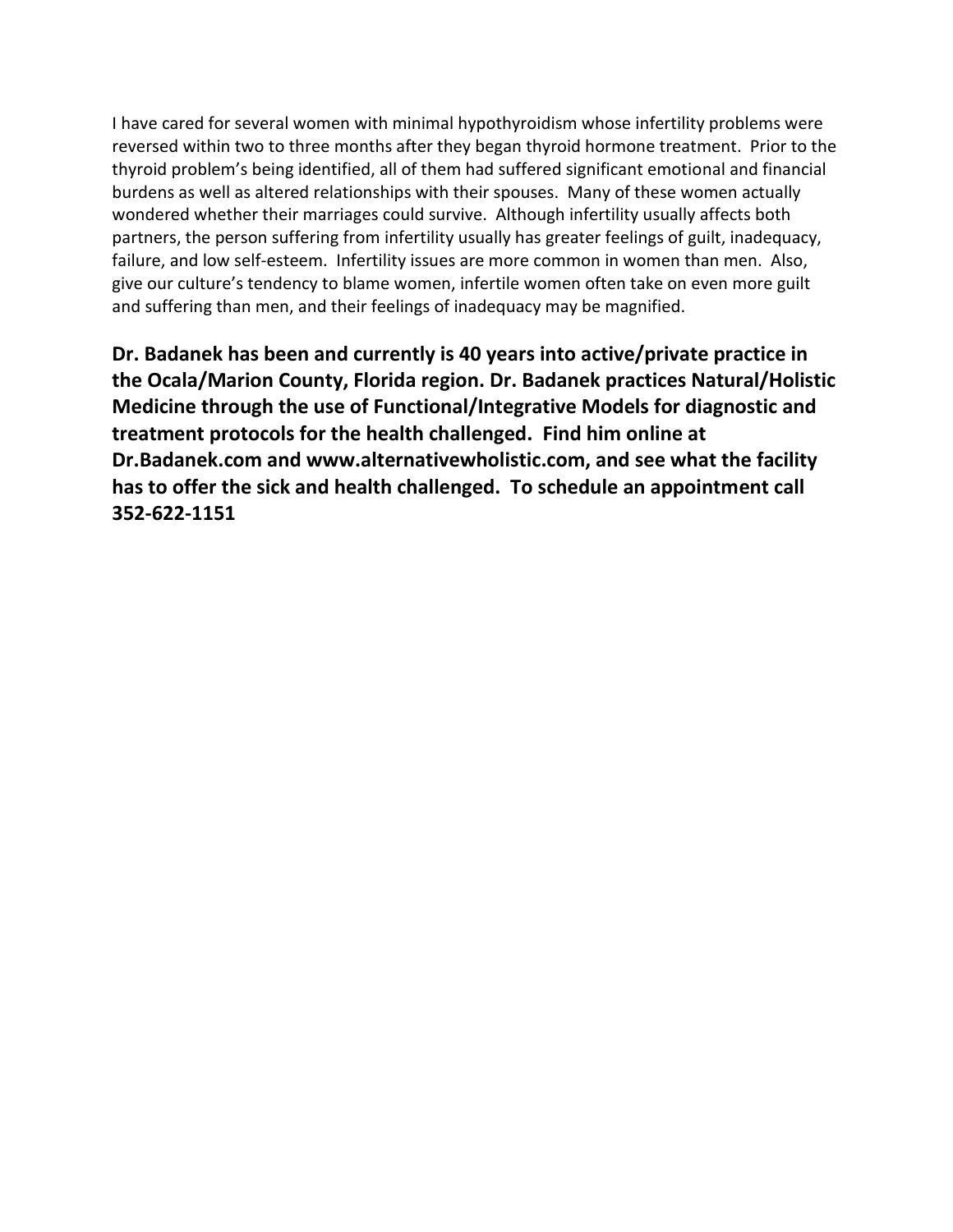I have cared for several women with minimal hypothyroidism whose infertility problems were reversed within two to three months after they began thyroid hormone treatment. Prior to the thyroid problem's being identified, all of them had suffered significant emotional and financial burdens as well as altered relationships with their spouses. Many of these women actually wondered whether their marriages could survive. Although infertility usually affects both partners, the person suffering from infertility usually has greater feelings of guilt, inadequacy, failure, and low self-esteem. Infertility issues are more common in women than men. Also, give our culture's tendency to blame women, infertile women often take on even more guilt and suffering than men, and their feelings of inadequacy may be magnified.

**Dr. Badanek has been and currently is 40 years into active/private practice in the Ocala/Marion County, Florida region. Dr. Badanek practices Natural/Holistic Medicine through the use of Functional/Integrative Models for diagnostic and treatment protocols for the health challenged. Find him online at Dr.Badanek.com and www.alternativewholistic.com, and see what the facility has to offer the sick and health challenged. To schedule an appointment call 352-622-1151**